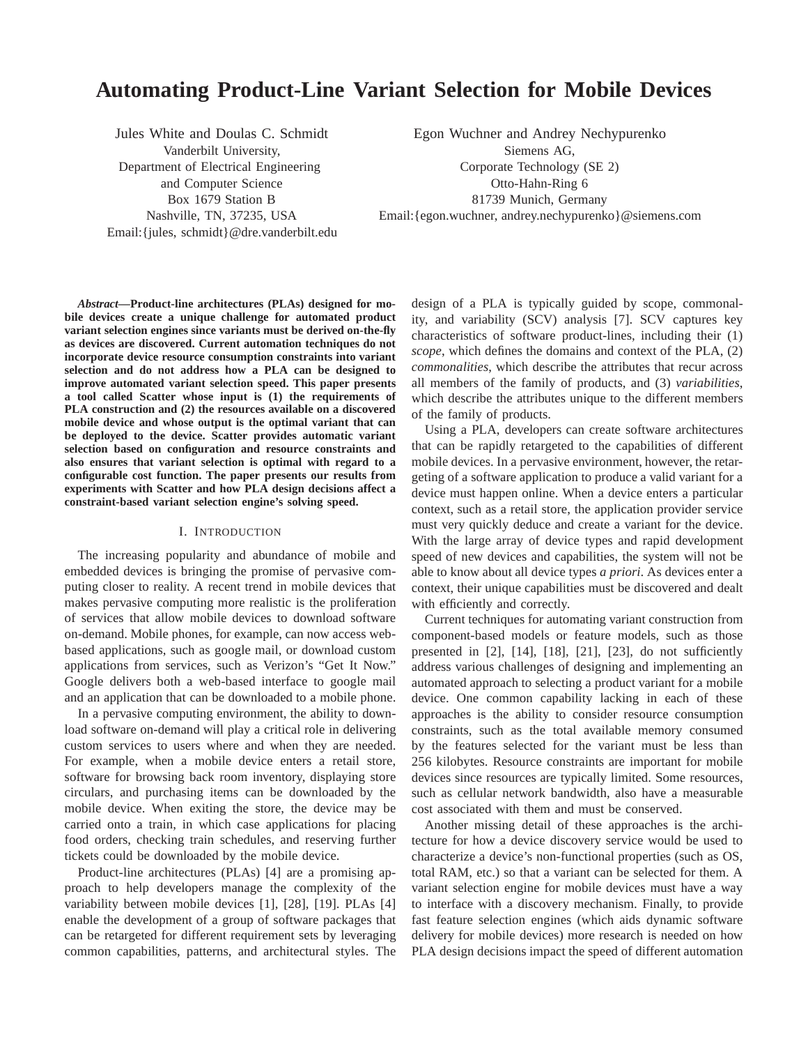# Automating Product-Line Variant Selection for Mobile Devices

Jules White and Doulas C. Schmidt
Vanderbilt University,
Department of Electrical Engineering
and Computer Science
Box 1679 Station B
Nashville, TN, 37235, USA
Email:{jules, schmidt}@dre.vanderbilt.edu

Egon Wuchner and Andrey Nechypurenko
Siemens AG,
Corporate Technology (SE 2)
Otto-Hahn-Ring 6
81739 Munich, Germany
Email:{egon.wuchner, andrey.nechypurenko}@siemens.com

***Abstract*—Product-line architectures (PLAs) designed for mobile devices create a unique challenge for automated product variant selection engines since variants must be derived on-the-fly as devices are discovered. Current automation techniques do not incorporate device resource consumption constraints into variant selection and do not address how a PLA can be designed to improve automated variant selection speed. This paper presents a tool called Scatter whose input is (1) the requirements of PLA construction and (2) the resources available on a discovered mobile device and whose output is the optimal variant that can be deployed to the device. Scatter provides automatic variant selection based on configuration and resource constraints and also ensures that variant selection is optimal with regard to a configurable cost function. The paper presents our results from experiments with Scatter and how PLA design decisions affect a constraint-based variant selection engine's solving speed.**

## I. Introduction

The increasing popularity and abundance of mobile and embedded devices is bringing the promise of pervasive computing closer to reality. A recent trend in mobile devices that makes pervasive computing more realistic is the proliferation of services that allow mobile devices to download software on-demand. Mobile phones, for example, can now access web-based applications, such as google mail, or download custom applications from services, such as Verizon's "Get It Now." Google delivers both a web-based interface to google mail and an application that can be downloaded to a mobile phone.

In a pervasive computing environment, the ability to download software on-demand will play a critical role in delivering custom services to users where and when they are needed. For example, when a mobile device enters a retail store, software for browsing back room inventory, displaying store circulars, and purchasing items can be downloaded by the mobile device. When exiting the store, the device may be carried onto a train, in which case applications for placing food orders, checking train schedules, and reserving further tickets could be downloaded by the mobile device.

Product-line architectures (PLAs) [4] are a promising approach to help developers manage the complexity of the variability between mobile devices [1], [28], [19]. PLAs [4] enable the development of a group of software packages that can be retargeted for different requirement sets by leveraging common capabilities, patterns, and architectural styles. The design of a PLA is typically guided by scope, commonality, and variability (SCV) analysis [7]. SCV captures key characteristics of software product-lines, including their (1) *scope*, which defines the domains and context of the PLA, (2) *commonalities*, which describe the attributes that recur across all members of the family of products, and (3) *variabilities*, which describe the attributes unique to the different members of the family of products.

Using a PLA, developers can create software architectures that can be rapidly retargeted to the capabilities of different mobile devices. In a pervasive environment, however, the retargeting of a software application to produce a valid variant for a device must happen online. When a device enters a particular context, such as a retail store, the application provider service must very quickly deduce and create a variant for the device. With the large array of device types and rapid development speed of new devices and capabilities, the system will not be able to know about all device types *a priori*. As devices enter a context, their unique capabilities must be discovered and dealt with efficiently and correctly.

Current techniques for automating variant construction from component-based models or feature models, such as those presented in [2], [14], [18], [21], [23], do not sufficiently address various challenges of designing and implementing an automated approach to selecting a product variant for a mobile device. One common capability lacking in each of these approaches is the ability to consider resource consumption constraints, such as the total available memory consumed by the features selected for the variant must be less than 256 kilobytes. Resource constraints are important for mobile devices since resources are typically limited. Some resources, such as cellular network bandwidth, also have a measurable cost associated with them and must be conserved.

Another missing detail of these approaches is the architecture for how a device discovery service would be used to characterize a device's non-functional properties (such as OS, total RAM, etc.) so that a variant can be selected for them. A variant selection engine for mobile devices must have a way to interface with a discovery mechanism. Finally, to provide fast feature selection engines (which aids dynamic software delivery for mobile devices) more research is needed on how PLA design decisions impact the speed of different automation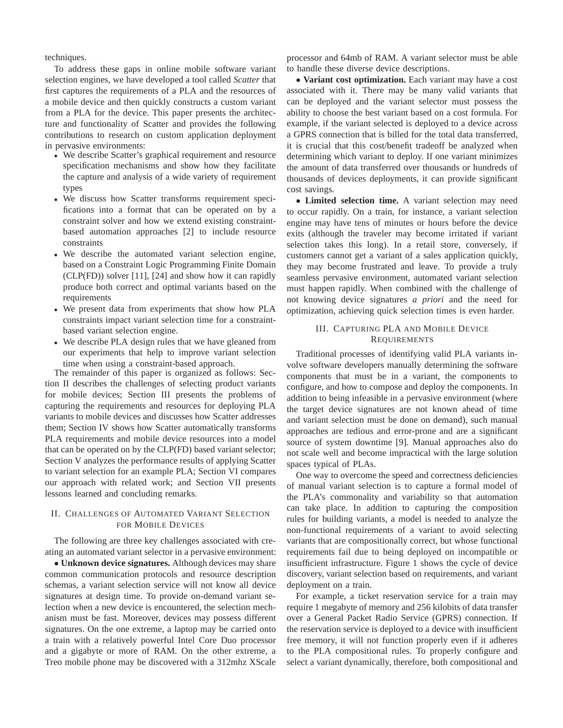techniques.

To address these gaps in online mobile software variant selection engines, we have developed a tool called *Scatter* that first captures the requirements of a PLA and the resources of a mobile device and then quickly constructs a custom variant from a PLA for the device. This paper presents the architecture and functionality of Scatter and provides the following contributions to research on custom application deployment in pervasive environments:

- We describe Scatter's graphical requirement and resource specification mechanisms and show how they facilitate the capture and analysis of a wide variety of requirement types
- We discuss how Scatter transforms requirement specifications into a format that can be operated on by a constraint solver and how we extend existing constraint-based automation approaches [2] to include resource constraints
- We describe the automated variant selection engine, based on a Constraint Logic Programming Finite Domain (CLP(FD)) solver [11], [24] and show how it can rapidly produce both correct and optimal variants based on the requirements
- We present data from experiments that show how PLA constraints impact variant selection time for a constraint-based variant selection engine.
- We describe PLA design rules that we have gleaned from our experiments that help to improve variant selection time when using a constraint-based approach.

The remainder of this paper is organized as follows: Section II describes the challenges of selecting product variants for mobile devices; Section III presents the problems of capturing the requirements and resources for deploying PLA variants to mobile devices and discusses how Scatter addresses them; Section IV shows how Scatter automatically transforms PLA requirements and mobile device resources into a model that can be operated on by the CLP(FD) based variant selector; Section V analyzes the performance results of applying Scatter to variant selection for an example PLA; Section VI compares our approach with related work; and Section VII presents lessons learned and concluding remarks.

## II. Challenges of Automated Variant Selection for Mobile Devices

The following are three key challenges associated with creating an automated variant selector in a pervasive environment:

• **Unknown device signatures.** Although devices may share common communication protocols and resource description schemas, a variant selection service will not know all device signatures at design time. To provide on-demand variant selection when a new device is encountered, the selection mechanism must be fast. Moreover, devices may possess different signatures. On the one extreme, a laptop may be carried onto a train with a relatively powerful Intel Core Duo processor and a gigabyte or more of RAM. On the other extreme, a Treo mobile phone may be discovered with a 312mhz XScale processor and 64mb of RAM. A variant selector must be able to handle these diverse device descriptions.

• **Variant cost optimization.** Each variant may have a cost associated with it. There may be many valid variants that can be deployed and the variant selector must possess the ability to choose the best variant based on a cost formula. For example, if the variant selected is deployed to a device across a GPRS connection that is billed for the total data transferred, it is crucial that this cost/benefit tradeoff be analyzed when determining which variant to deploy. If one variant minimizes the amount of data transferred over thousands or hundreds of thousands of devices deployments, it can provide significant cost savings.

• **Limited selection time.** A variant selection may need to occur rapidly. On a train, for instance, a variant selection engine may have tens of minutes or hours before the device exits (although the traveler may become irritated if variant selection takes this long). In a retail store, conversely, if customers cannot get a variant of a sales application quickly, they may become frustrated and leave. To provide a truly seamless pervasive environment, automated variant selection must happen rapidly. When combined with the challenge of not knowing device signatures *a priori* and the need for optimization, achieving quick selection times is even harder.

## III. Capturing PLA and Mobile Device Requirements

Traditional processes of identifying valid PLA variants involve software developers manually determining the software components that must be in a variant, the components to configure, and how to compose and deploy the components. In addition to being infeasible in a pervasive environment (where the target device signatures are not known ahead of time and variant selection must be done on demand), such manual approaches are tedious and error-prone and are a significant source of system downtime [9]. Manual approaches also do not scale well and become impractical with the large solution spaces typical of PLAs.

One way to overcome the speed and correctness deficiencies of manual variant selection is to capture a formal model of the PLA's commonality and variability so that automation can take place. In addition to capturing the composition rules for building variants, a model is needed to analyze the non-functional requirements of a variant to avoid selecting variants that are compositionally correct, but whose functional requirements fail due to being deployed on incompatible or insufficient infrastructure. Figure 1 shows the cycle of device discovery, variant selection based on requirements, and variant deployment on a train.

For example, a ticket reservation service for a train may require 1 megabyte of memory and 256 kilobits of data transfer over a General Packet Radio Service (GPRS) connection. If the reservation service is deployed to a device with insufficient free memory, it will not function properly even if it adheres to the PLA compositional rules. To properly configure and select a variant dynamically, therefore, both compositional and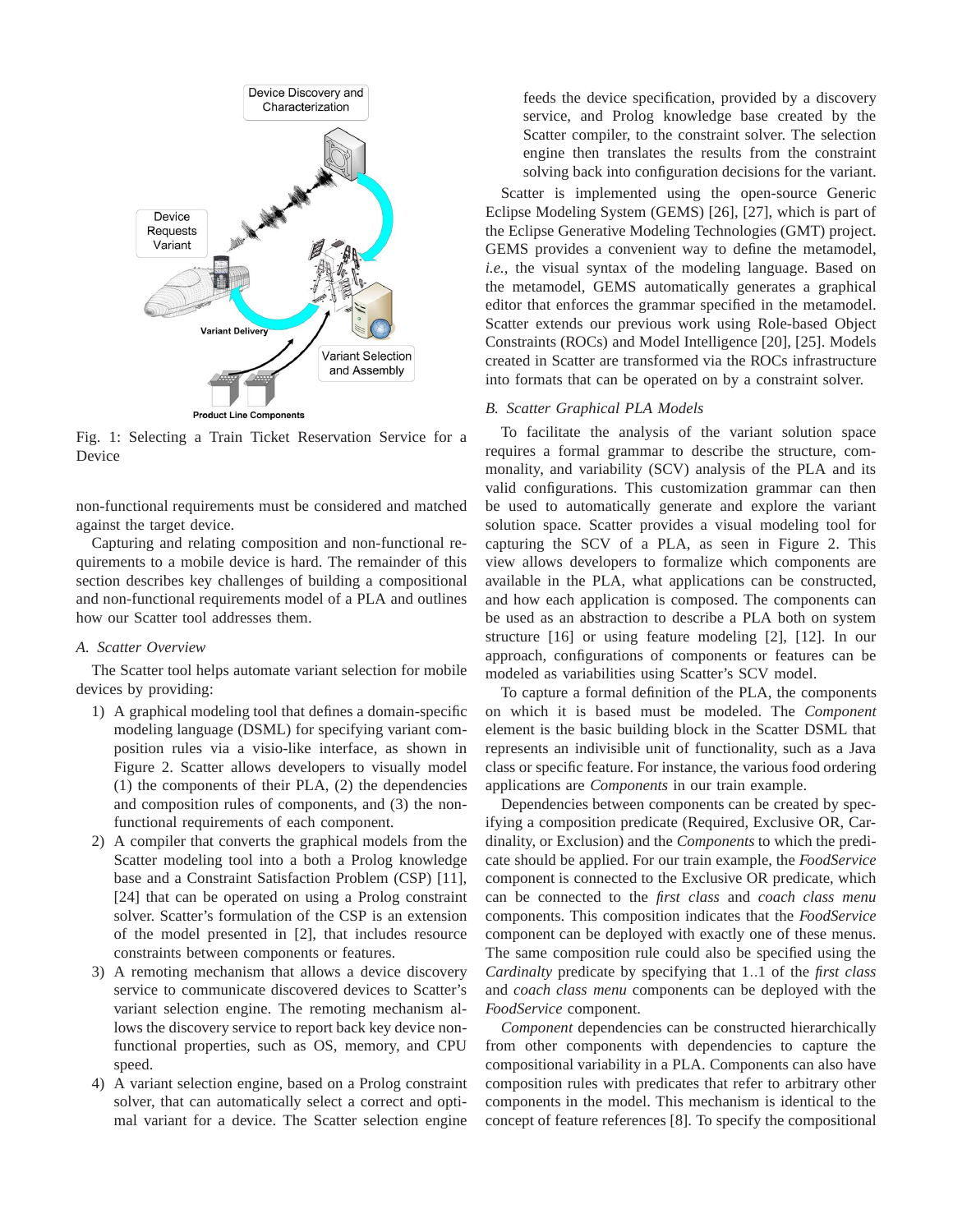Fig. 1: Selecting a Train Ticket Reservation Service for a Device

non-functional requirements must be considered and matched against the target device.

Capturing and relating composition and non-functional requirements to a mobile device is hard. The remainder of this section describes key challenges of building a compositional and non-functional requirements model of a PLA and outlines how our Scatter tool addresses them.

### A. Scatter Overview

The Scatter tool helps automate variant selection for mobile devices by providing:

1) A graphical modeling tool that defines a domain-specific modeling language (DSML) for specifying variant composition rules via a visio-like interface, as shown in Figure 2. Scatter allows developers to visually model (1) the components of their PLA, (2) the dependencies and composition rules of components, and (3) the non-functional requirements of each component.
2) A compiler that converts the graphical models from the Scatter modeling tool into a both a Prolog knowledge base and a Constraint Satisfaction Problem (CSP) [11], [24] that can be operated on using a Prolog constraint solver. Scatter's formulation of the CSP is an extension of the model presented in [2], that includes resource constraints between components or features.
3) A remoting mechanism that allows a device discovery service to communicate discovered devices to Scatter's variant selection engine. The remoting mechanism allows the discovery service to report back key device non-functional properties, such as OS, memory, and CPU speed.
4) A variant selection engine, based on a Prolog constraint solver, that can automatically select a correct and optimal variant for a device. The Scatter selection engine feeds the device specification, provided by a discovery service, and Prolog knowledge base created by the Scatter compiler, to the constraint solver. The selection engine then translates the results from the constraint solving back into configuration decisions for the variant.

Scatter is implemented using the open-source Generic Eclipse Modeling System (GEMS) [26], [27], which is part of the Eclipse Generative Modeling Technologies (GMT) project. GEMS provides a convenient way to define the metamodel, *i.e.*, the visual syntax of the modeling language. Based on the metamodel, GEMS automatically generates a graphical editor that enforces the grammar specified in the metamodel. Scatter extends our previous work using Role-based Object Constraints (ROCs) and Model Intelligence [20], [25]. Models created in Scatter are transformed via the ROCs infrastructure into formats that can be operated on by a constraint solver.

### B. Scatter Graphical PLA Models

To facilitate the analysis of the variant solution space requires a formal grammar to describe the structure, commonality, and variability (SCV) analysis of the PLA and its valid configurations. This customization grammar can then be used to automatically generate and explore the variant solution space. Scatter provides a visual modeling tool for capturing the SCV of a PLA, as seen in Figure 2. This view allows developers to formalize which components are available in the PLA, what applications can be constructed, and how each application is composed. The components can be used as an abstraction to describe a PLA both on system structure [16] or using feature modeling [2], [12]. In our approach, configurations of components or features can be modeled as variabilities using Scatter's SCV model.

To capture a formal definition of the PLA, the components on which it is based must be modeled. The *Component* element is the basic building block in the Scatter DSML that represents an indivisible unit of functionality, such as a Java class or specific feature. For instance, the various food ordering applications are *Components* in our train example.

Dependencies between components can be created by specifying a composition predicate (Required, Exclusive OR, Cardinality, or Exclusion) and the *Components* to which the predicate should be applied. For our train example, the *FoodService* component is connected to the Exclusive OR predicate, which can be connected to the *first class* and *coach class menu* components. This composition indicates that the *FoodService* component can be deployed with exactly one of these menus. The same composition rule could also be specified using the *Cardinalty* predicate by specifying that 1..1 of the *first class* and *coach class menu* components can be deployed with the *FoodService* component.

*Component* dependencies can be constructed hierarchically from other components with dependencies to capture the compositional variability in a PLA. Components can also have composition rules with predicates that refer to arbitrary other components in the model. This mechanism is identical to the concept of feature references [8]. To specify the compositional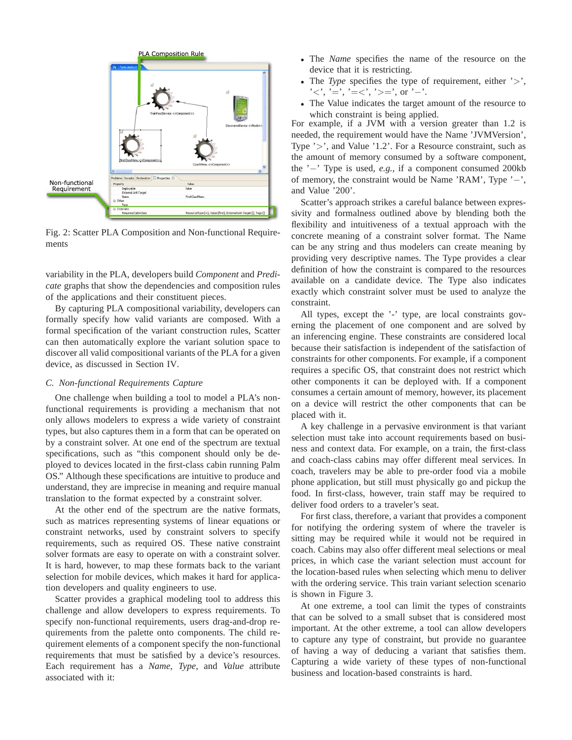Fig. 2: Scatter PLA Composition and Non-functional Requirements

variability in the PLA, developers build *Component* and *Predicate* graphs that show the dependencies and composition rules of the applications and their constituent pieces.

By capturing PLA compositional variability, developers can formally specify how valid variants are composed. With a formal specification of the variant construction rules, Scatter can then automatically explore the variant solution space to discover all valid compositional variants of the PLA for a given device, as discussed in Section IV.

### C. Non-functional Requirements Capture

One challenge when building a tool to model a PLA's non-functional requirements is providing a mechanism that not only allows modelers to express a wide variety of constraint types, but also captures them in a form that can be operated on by a constraint solver. At one end of the spectrum are textual specifications, such as "this component should only be deployed to devices located in the first-class cabin running Palm OS." Although these specifications are intuitive to produce and understand, they are imprecise in meaning and require manual translation to the format expected by a constraint solver.

At the other end of the spectrum are the native formats, such as matrices representing systems of linear equations or constraint networks, used by constraint solvers to specify requirements, such as required OS. These native constraint solver formats are easy to operate on with a constraint solver. It is hard, however, to map these formats back to the variant selection for mobile devices, which makes it hard for application developers and quality engineers to use.

Scatter provides a graphical modeling tool to address this challenge and allow developers to express requirements. To specify non-functional requirements, users drag-and-drop requirements from the palette onto components. The child requirement elements of a component specify the non-functional requirements that must be satisfied by a device's resources. Each requirement has a *Name*, *Type*, and *Value* attribute associated with it:

- The *Name* specifies the name of the resource on the device that it is restricting.
- The *Type* specifies the type of requirement, either '>', '<', '=', '=<', '>=', or '−'.
- The Value indicates the target amount of the resource to which constraint is being applied.

For example, if a JVM with a version greater than 1.2 is needed, the requirement would have the Name 'JVMVersion', Type '>', and Value '1.2'. For a Resource constraint, such as the amount of memory consumed by a software component, the '−' Type is used, *e.g.*, if a component consumed 200kb of memory, the constraint would be Name 'RAM', Type '−', and Value '200'.

Scatter's approach strikes a careful balance between expressivity and formalness outlined above by blending both the flexibility and intuitiveness of a textual approach with the concrete meaning of a constraint solver format. The Name can be any string and thus modelers can create meaning by providing very descriptive names. The Type provides a clear definition of how the constraint is compared to the resources available on a candidate device. The Type also indicates exactly which constraint solver must be used to analyze the constraint.

All types, except the '-' type, are local constraints governing the placement of one component and are solved by an inferencing engine. These constraints are considered local because their satisfaction is independent of the satisfaction of constraints for other components. For example, if a component requires a specific OS, that constraint does not restrict which other components it can be deployed with. If a component consumes a certain amount of memory, however, its placement on a device will restrict the other components that can be placed with it.

A key challenge in a pervasive environment is that variant selection must take into account requirements based on business and context data. For example, on a train, the first-class and coach-class cabins may offer different meal services. In coach, travelers may be able to pre-order food via a mobile phone application, but still must physically go and pickup the food. In first-class, however, train staff may be required to deliver food orders to a traveler's seat.

For first class, therefore, a variant that provides a component for notifying the ordering system of where the traveler is sitting may be required while it would not be required in coach. Cabins may also offer different meal selections or meal prices, in which case the variant selection must account for the location-based rules when selecting which menu to deliver with the ordering service. This train variant selection scenario is shown in Figure 3.

At one extreme, a tool can limit the types of constraints that can be solved to a small subset that is considered most important. At the other extreme, a tool can allow developers to capture any type of constraint, but provide no guarantee of having a way of deducing a variant that satisfies them. Capturing a wide variety of these types of non-functional business and location-based constraints is hard.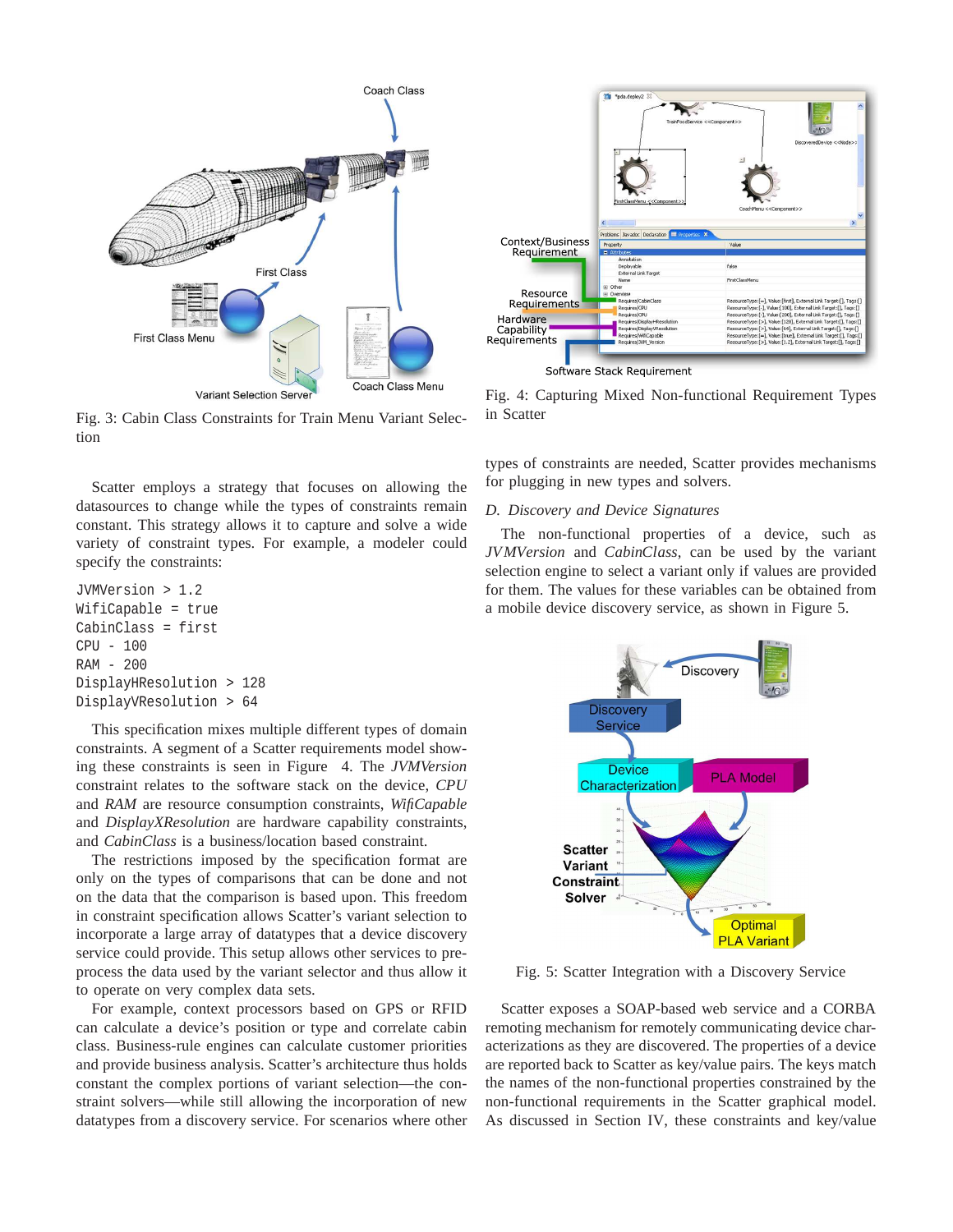Fig. 3: Cabin Class Constraints for Train Menu Variant Selection

Fig. 4: Capturing Mixed Non-functional Requirement Types in Scatter

Scatter employs a strategy that focuses on allowing the datasources to change while the types of constraints remain constant. This strategy allows it to capture and solve a wide variety of constraint types. For example, a modeler could specify the constraints:

```
JVMVersion > 1.2
WifiCapable = true
CabinClass = first
CPU - 100
RAM - 200
DisplayHResolution > 128
DisplayVResolution > 64
```

This specification mixes multiple different types of domain constraints. A segment of a Scatter requirements model showing these constraints is seen in Figure 4. The *JVMVersion* constraint relates to the software stack on the device, *CPU* and *RAM* are resource consumption constraints, *WifiCapable* and *DisplayXResolution* are hardware capability constraints, and *CabinClass* is a business/location based constraint.

The restrictions imposed by the specification format are only on the types of comparisons that can be done and not on the data that the comparison is based upon. This freedom in constraint specification allows Scatter's variant selection to incorporate a large array of datatypes that a device discovery service could provide. This setup allows other services to preprocess the data used by the variant selector and thus allow it to operate on very complex data sets.

For example, context processors based on GPS or RFID can calculate a device's position or type and correlate cabin class. Business-rule engines can calculate customer priorities and provide business analysis. Scatter's architecture thus holds constant the complex portions of variant selection—the constraint solvers—while still allowing the incorporation of new datatypes from a discovery service. For scenarios where other types of constraints are needed, Scatter provides mechanisms for plugging in new types and solvers.

### *D. Discovery and Device Signatures*

The non-functional properties of a device, such as *JVMVersion* and *CabinClass*, can be used by the variant selection engine to select a variant only if values are provided for them. The values for these variables can be obtained from a mobile device discovery service, as shown in Figure 5.

Fig. 5: Scatter Integration with a Discovery Service

Scatter exposes a SOAP-based web service and a CORBA remoting mechanism for remotely communicating device characterizations as they are discovered. The properties of a device are reported back to Scatter as key/value pairs. The keys match the names of the non-functional properties constrained by the non-functional requirements in the Scatter graphical model. As discussed in Section IV, these constraints and key/value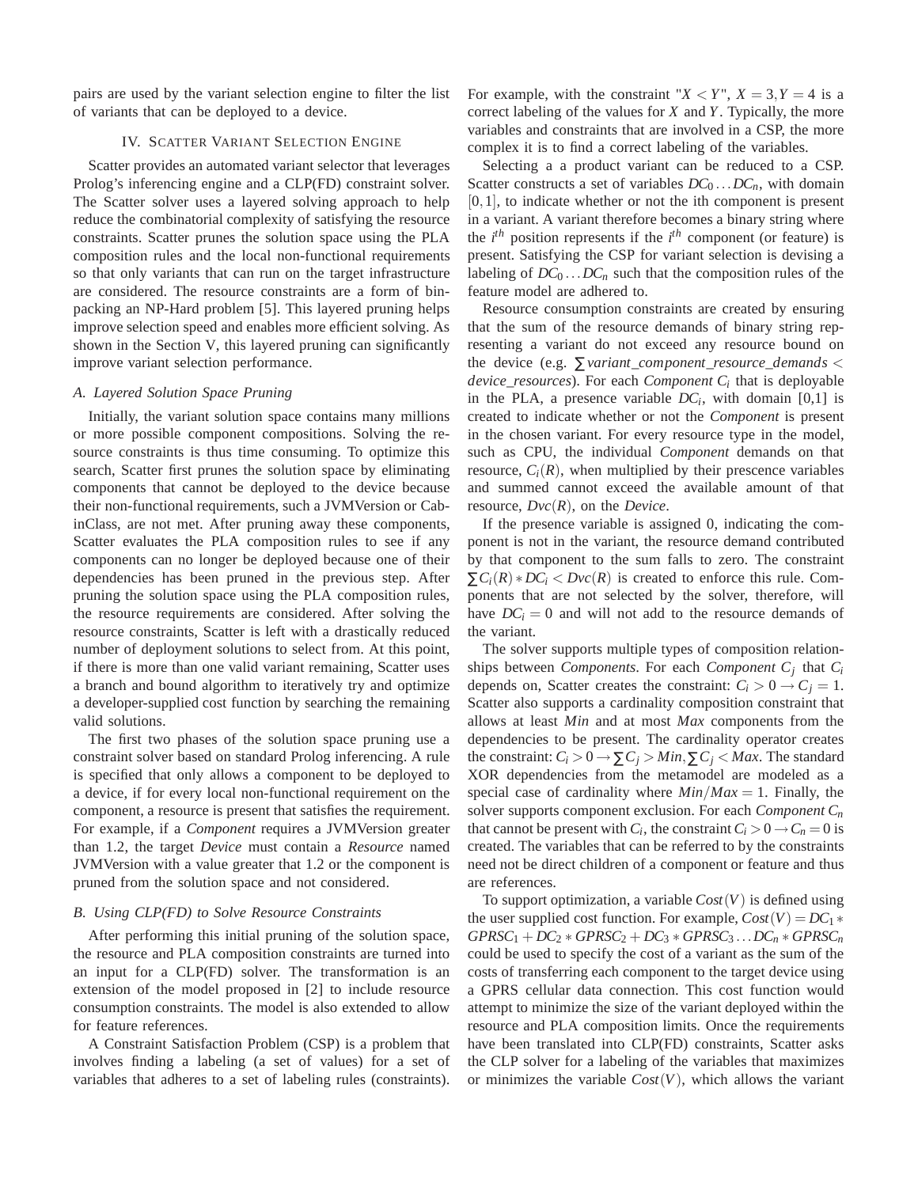pairs are used by the variant selection engine to filter the list of variants that can be deployed to a device.

## IV. Scatter Variant Selection Engine

Scatter provides an automated variant selector that leverages Prolog's inferencing engine and a CLP(FD) constraint solver. The Scatter solver uses a layered solving approach to help reduce the combinatorial complexity of satisfying the resource constraints. Scatter prunes the solution space using the PLA composition rules and the local non-functional requirements so that only variants that can run on the target infrastructure are considered. The resource constraints are a form of bin-packing an NP-Hard problem [5]. This layered pruning helps improve selection speed and enables more efficient solving. As shown in the Section V, this layered pruning can significantly improve variant selection performance.

### A. Layered Solution Space Pruning

Initially, the variant solution space contains many millions or more possible component compositions. Solving the resource constraints is thus time consuming. To optimize this search, Scatter first prunes the solution space by eliminating components that cannot be deployed to the device because their non-functional requirements, such a JVMVersion or CabinClass, are not met. After pruning away these components, Scatter evaluates the PLA composition rules to see if any components can no longer be deployed because one of their dependencies has been pruned in the previous step. After pruning the solution space using the PLA composition rules, the resource requirements are considered. After solving the resource constraints, Scatter is left with a drastically reduced number of deployment solutions to select from. At this point, if there is more than one valid variant remaining, Scatter uses a branch and bound algorithm to iteratively try and optimize a developer-supplied cost function by searching the remaining valid solutions.

The first two phases of the solution space pruning use a constraint solver based on standard Prolog inferencing. A rule is specified that only allows a component to be deployed to a device, if for every local non-functional requirement on the component, a resource is present that satisfies the requirement. For example, if a *Component* requires a JVMVersion greater than 1.2, the target *Device* must contain a *Resource* named JVMVersion with a value greater that 1.2 or the component is pruned from the solution space and not considered.

### B. Using CLP(FD) to Solve Resource Constraints

After performing this initial pruning of the solution space, the resource and PLA composition constraints are turned into an input for a CLP(FD) solver. The transformation is an extension of the model proposed in [2] to include resource consumption constraints. The model is also extended to allow for feature references.

A Constraint Satisfaction Problem (CSP) is a problem that involves finding a labeling (a set of values) for a set of variables that adheres to a set of labeling rules (constraints). For example, with the constraint "$X < Y$", $X = 3, Y = 4$ is a correct labeling of the values for $X$ and $Y$. Typically, the more variables and constraints that are involved in a CSP, the more complex it is to find a correct labeling of the variables.

Selecting a a product variant can be reduced to a CSP. Scatter constructs a set of variables $DC_0 \ldots DC_n$, with domain $[0,1]$, to indicate whether or not the ith component is present in a variant. A variant therefore becomes a binary string where the $i^{th}$ position represents if the $i^{th}$ component (or feature) is present. Satisfying the CSP for variant selection is devising a labeling of $DC_0 \ldots DC_n$ such that the composition rules of the feature model are adhered to.

Resource consumption constraints are created by ensuring that the sum of the resource demands of binary string representing a variant do not exceed any resource bound on the device (e.g. $\sum variant\_component\_resource\_demands < device\_resources$). For each *Component* $C_i$ that is deployable in the PLA, a presence variable $DC_i$, with domain [0,1] is created to indicate whether or not the *Component* is present in the chosen variant. For every resource type in the model, such as CPU, the individual *Component* demands on that resource, $C_i(R)$, when multiplied by their prescence variables and summed cannot exceed the available amount of that resource, $Dvc(R)$, on the *Device*.

If the presence variable is assigned 0, indicating the component is not in the variant, the resource demand contributed by that component to the sum falls to zero. The constraint $\sum C_i(R) * DC_i < Dvc(R)$ is created to enforce this rule. Components that are not selected by the solver, therefore, will have $DC_i = 0$ and will not add to the resource demands of the variant.

The solver supports multiple types of composition relationships between *Components*. For each *Component* $C_j$ that $C_i$ depends on, Scatter creates the constraint: $C_i > 0 \rightarrow C_j = 1$. Scatter also supports a cardinality composition constraint that allows at least *Min* and at most *Max* components from the dependencies to be present. The cardinality operator creates the constraint: $C_i > 0 \rightarrow \sum C_j > Min, \sum C_j < Max$. The standard XOR dependencies from the metamodel are modeled as a special case of cardinality where $Min/Max = 1$. Finally, the solver supports component exclusion. For each *Component* $C_n$ that cannot be present with $C_i$, the constraint $C_i > 0 \rightarrow C_n = 0$ is created. The variables that can be referred to by the constraints need not be direct children of a component or feature and thus are references.

To support optimization, a variable $Cost(V)$ is defined using the user supplied cost function. For example, $Cost(V) = DC_1 * GPRSC_1 + DC_2 * GPRSC_2 + DC_3 * GPRSC_3 \ldots DC_n * GPRSC_n$ could be used to specify the cost of a variant as the sum of the costs of transferring each component to the target device using a GPRS cellular data connection. This cost function would attempt to minimize the size of the variant deployed within the resource and PLA composition limits. Once the requirements have been translated into CLP(FD) constraints, Scatter asks the CLP solver for a labeling of the variables that maximizes or minimizes the variable $Cost(V)$, which allows the variant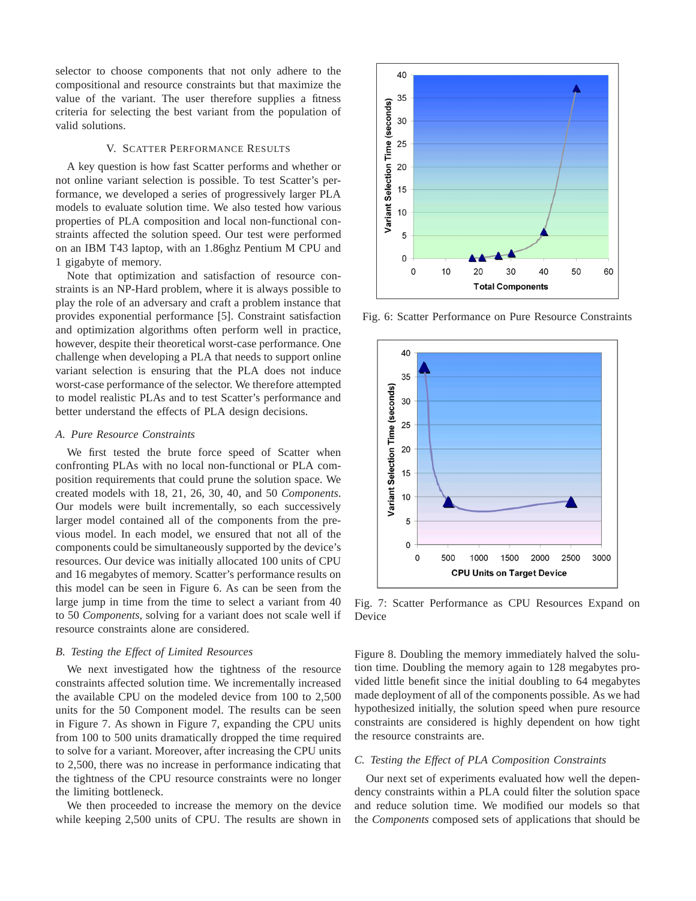selector to choose components that not only adhere to the compositional and resource constraints but that maximize the value of the variant. The user therefore supplies a fitness criteria for selecting the best variant from the population of valid solutions.

## V. Scatter Performance Results

A key question is how fast Scatter performs and whether or not online variant selection is possible. To test Scatter's performance, we developed a series of progressively larger PLA models to evaluate solution time. We also tested how various properties of PLA composition and local non-functional constraints affected the solution speed. Our test were performed on an IBM T43 laptop, with an 1.86ghz Pentium M CPU and 1 gigabyte of memory.

Note that optimization and satisfaction of resource constraints is an NP-Hard problem, where it is always possible to play the role of an adversary and craft a problem instance that provides exponential performance [5]. Constraint satisfaction and optimization algorithms often perform well in practice, however, despite their theoretical worst-case performance. One challenge when developing a PLA that needs to support online variant selection is ensuring that the PLA does not induce worst-case performance of the selector. We therefore attempted to model realistic PLAs and to test Scatter's performance and better understand the effects of PLA design decisions.

### A. Pure Resource Constraints

We first tested the brute force speed of Scatter when confronting PLAs with no local non-functional or PLA composition requirements that could prune the solution space. We created models with 18, 21, 26, 30, 40, and 50 *Components*. Our models were built incrementally, so each successively larger model contained all of the components from the previous model. In each model, we ensured that not all of the components could be simultaneously supported by the device's resources. Our device was initially allocated 100 units of CPU and 16 megabytes of memory. Scatter's performance results on this model can be seen in Figure 6. As can be seen from the large jump in time from the time to select a variant from 40 to 50 *Components*, solving for a variant does not scale well if resource constraints alone are considered.

Fig. 6: Scatter Performance on Pure Resource Constraints

Fig. 7: Scatter Performance as CPU Resources Expand on Device

### B. Testing the Effect of Limited Resources

We next investigated how the tightness of the resource constraints affected solution time. We incrementally increased the available CPU on the modeled device from 100 to 2,500 units for the 50 Component model. The results can be seen in Figure 7. As shown in Figure 7, expanding the CPU units from 100 to 500 units dramatically dropped the time required to solve for a variant. Moreover, after increasing the CPU units to 2,500, there was no increase in performance indicating that the tightness of the CPU resource constraints were no longer the limiting bottleneck.

We then proceeded to increase the memory on the device while keeping 2,500 units of CPU. The results are shown in Figure 8. Doubling the memory immediately halved the solution time. Doubling the memory again to 128 megabytes provided little benefit since the initial doubling to 64 megabytes made deployment of all of the components possible. As we had hypothesized initially, the solution speed when pure resource constraints are considered is highly dependent on how tight the resource constraints are.

### C. Testing the Effect of PLA Composition Constraints

Our next set of experiments evaluated how well the dependency constraints within a PLA could filter the solution space and reduce solution time. We modified our models so that the *Components* composed sets of applications that should be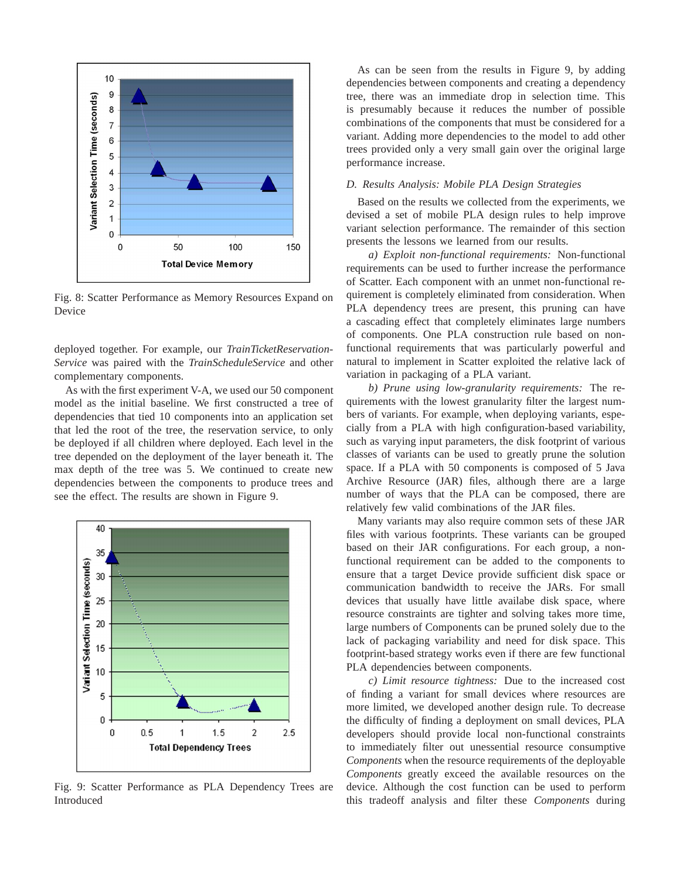Fig. 8: Scatter Performance as Memory Resources Expand on Device

deployed together. For example, our *TrainTicketReservationService* was paired with the *TrainScheduleService* and other complementary components.

As with the first experiment V-A, we used our 50 component model as the initial baseline. We first constructed a tree of dependencies that tied 10 components into an application set that led the root of the tree, the reservation service, to only be deployed if all children where deployed. Each level in the tree depended on the deployment of the layer beneath it. The max depth of the tree was 5. We continued to create new dependencies between the components to produce trees and see the effect. The results are shown in Figure 9.

Fig. 9: Scatter Performance as PLA Dependency Trees are Introduced

As can be seen from the results in Figure 9, by adding dependencies between components and creating a dependency tree, there was an immediate drop in selection time. This is presumably because it reduces the number of possible combinations of the components that must be considered for a variant. Adding more dependencies to the model to add other trees provided only a very small gain over the original large performance increase.

### D. Results Analysis: Mobile PLA Design Strategies

Based on the results we collected from the experiments, we devised a set of mobile PLA design rules to help improve variant selection performance. The remainder of this section presents the lessons we learned from our results.

*a) Exploit non-functional requirements:* Non-functional requirements can be used to further increase the performance of Scatter. Each component with an unmet non-functional requirement is completely eliminated from consideration. When PLA dependency trees are present, this pruning can have a cascading effect that completely eliminates large numbers of components. One PLA construction rule based on non-functional requirements that was particularly powerful and natural to implement in Scatter exploited the relative lack of variation in packaging of a PLA variant.

*b) Prune using low-granularity requirements:* The requirements with the lowest granularity filter the largest numbers of variants. For example, when deploying variants, especially from a PLA with high configuration-based variability, such as varying input parameters, the disk footprint of various classes of variants can be used to greatly prune the solution space. If a PLA with 50 components is composed of 5 Java Archive Resource (JAR) files, although there are a large number of ways that the PLA can be composed, there are relatively few valid combinations of the JAR files.

Many variants may also require common sets of these JAR files with various footprints. These variants can be grouped based on their JAR configurations. For each group, a non-functional requirement can be added to the components to ensure that a target Device provide sufficient disk space or communication bandwidth to receive the JARs. For small devices that usually have little availabe disk space, where resource constraints are tighter and solving takes more time, large numbers of Components can be pruned solely due to the lack of packaging variability and need for disk space. This footprint-based strategy works even if there are few functional PLA dependencies between components.

*c) Limit resource tightness:* Due to the increased cost of finding a variant for small devices where resources are more limited, we developed another design rule. To decrease the difficulty of finding a deployment on small devices, PLA developers should provide local non-functional constraints to immediately filter out unessential resource consumptive *Components* when the resource requirements of the deployable *Components* greatly exceed the available resources on the device. Although the cost function can be used to perform this tradeoff analysis and filter these *Components* during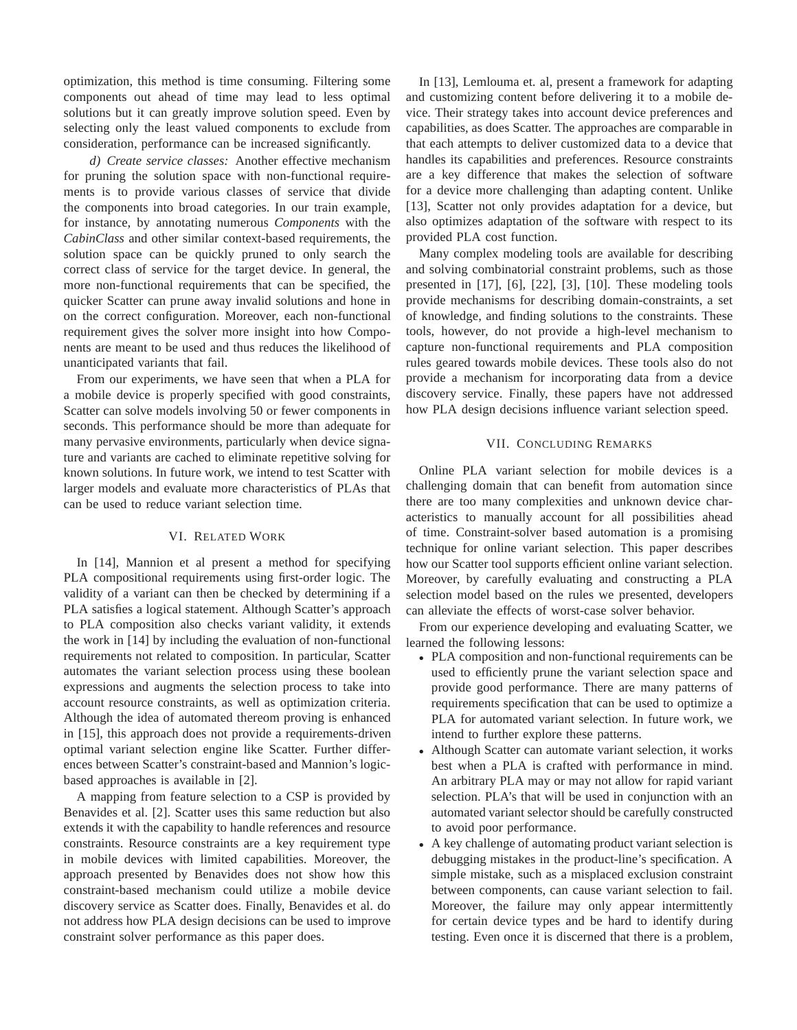optimization, this method is time consuming. Filtering some components out ahead of time may lead to less optimal solutions but it can greatly improve solution speed. Even by selecting only the least valued components to exclude from consideration, performance can be increased significantly.

*d) Create service classes:* Another effective mechanism for pruning the solution space with non-functional requirements is to provide various classes of service that divide the components into broad categories. In our train example, for instance, by annotating numerous *Components* with the *CabinClass* and other similar context-based requirements, the solution space can be quickly pruned to only search the correct class of service for the target device. In general, the more non-functional requirements that can be specified, the quicker Scatter can prune away invalid solutions and hone in on the correct configuration. Moreover, each non-functional requirement gives the solver more insight into how Components are meant to be used and thus reduces the likelihood of unanticipated variants that fail.

From our experiments, we have seen that when a PLA for a mobile device is properly specified with good constraints, Scatter can solve models involving 50 or fewer components in seconds. This performance should be more than adequate for many pervasive environments, particularly when device signature and variants are cached to eliminate repetitive solving for known solutions. In future work, we intend to test Scatter with larger models and evaluate more characteristics of PLAs that can be used to reduce variant selection time.

## VI. Related Work

In [14], Mannion et al present a method for specifying PLA compositional requirements using first-order logic. The validity of a variant can then be checked by determining if a PLA satisfies a logical statement. Although Scatter's approach to PLA composition also checks variant validity, it extends the work in [14] by including the evaluation of non-functional requirements not related to composition. In particular, Scatter automates the variant selection process using these boolean expressions and augments the selection process to take into account resource constraints, as well as optimization criteria. Although the idea of automated thereom proving is enhanced in [15], this approach does not provide a requirements-driven optimal variant selection engine like Scatter. Further differences between Scatter's constraint-based and Mannion's logic-based approaches is available in [2].

A mapping from feature selection to a CSP is provided by Benavides et al. [2]. Scatter uses this same reduction but also extends it with the capability to handle references and resource constraints. Resource constraints are a key requirement type in mobile devices with limited capabilities. Moreover, the approach presented by Benavides does not show how this constraint-based mechanism could utilize a mobile device discovery service as Scatter does. Finally, Benavides et al. do not address how PLA design decisions can be used to improve constraint solver performance as this paper does.

In [13], Lemlouma et. al, present a framework for adapting and customizing content before delivering it to a mobile device. Their strategy takes into account device preferences and capabilities, as does Scatter. The approaches are comparable in that each attempts to deliver customized data to a device that handles its capabilities and preferences. Resource constraints are a key difference that makes the selection of software for a device more challenging than adapting content. Unlike [13], Scatter not only provides adaptation for a device, but also optimizes adaptation of the software with respect to its provided PLA cost function.

Many complex modeling tools are available for describing and solving combinatorial constraint problems, such as those presented in [17], [6], [22], [3], [10]. These modeling tools provide mechanisms for describing domain-constraints, a set of knowledge, and finding solutions to the constraints. These tools, however, do not provide a high-level mechanism to capture non-functional requirements and PLA composition rules geared towards mobile devices. These tools also do not provide a mechanism for incorporating data from a device discovery service. Finally, these papers have not addressed how PLA design decisions influence variant selection speed.

## VII. Concluding Remarks

Online PLA variant selection for mobile devices is a challenging domain that can benefit from automation since there are too many complexities and unknown device characteristics to manually account for all possibilities ahead of time. Constraint-solver based automation is a promising technique for online variant selection. This paper describes how our Scatter tool supports efficient online variant selection. Moreover, by carefully evaluating and constructing a PLA selection model based on the rules we presented, developers can alleviate the effects of worst-case solver behavior.

From our experience developing and evaluating Scatter, we learned the following lessons:

- PLA composition and non-functional requirements can be used to efficiently prune the variant selection space and provide good performance. There are many patterns of requirements specification that can be used to optimize a PLA for automated variant selection. In future work, we intend to further explore these patterns.
- Although Scatter can automate variant selection, it works best when a PLA is crafted with performance in mind. An arbitrary PLA may or may not allow for rapid variant selection. PLA's that will be used in conjunction with an automated variant selector should be carefully constructed to avoid poor performance.
- A key challenge of automating product variant selection is debugging mistakes in the product-line's specification. A simple mistake, such as a misplaced exclusion constraint between components, can cause variant selection to fail. Moreover, the failure may only appear intermittently for certain device types and be hard to identify during testing. Even once it is discerned that there is a problem,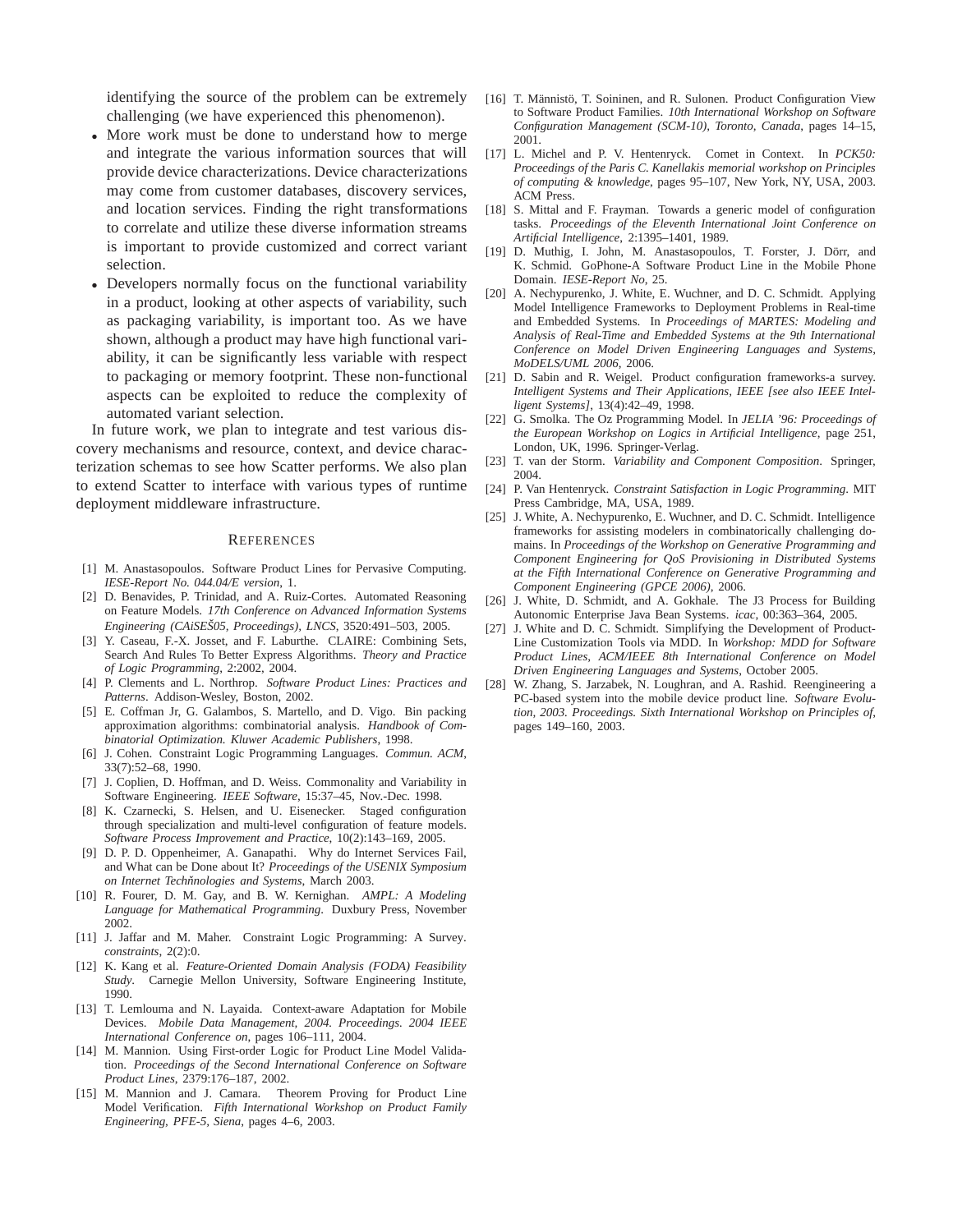identifying the source of the problem can be extremely challenging (we have experienced this phenomenon).

- More work must be done to understand how to merge and integrate the various information sources that will provide device characterizations. Device characterizations may come from customer databases, discovery services, and location services. Finding the right transformations to correlate and utilize these diverse information streams is important to provide customized and correct variant selection.
- Developers normally focus on the functional variability in a product, looking at other aspects of variability, such as packaging variability, is important too. As we have shown, although a product may have high functional variability, it can be significantly less variable with respect to packaging or memory footprint. These non-functional aspects can be exploited to reduce the complexity of automated variant selection.

In future work, we plan to integrate and test various discovery mechanisms and resource, context, and device characterization schemas to see how Scatter performs. We also plan to extend Scatter to interface with various types of runtime deployment middleware infrastructure.

## REFERENCES

[1] M. Anastasopoulos. Software Product Lines for Pervasive Computing. *IESE-Report No. 044.04/E version*, 1.

[2] D. Benavides, P. Trinidad, and A. Ruiz-Cortes. Automated Reasoning on Feature Models. *17th Conference on Advanced Information Systems Engineering (CAiSEŠ05, Proceedings), LNCS*, 3520:491–503, 2005.

[3] Y. Caseau, F.-X. Josset, and F. Laburthe. CLAIRE: Combining Sets, Search And Rules To Better Express Algorithms. *Theory and Practice of Logic Programming*, 2:2002, 2004.

[4] P. Clements and L. Northrop. *Software Product Lines: Practices and Patterns*. Addison-Wesley, Boston, 2002.

[5] E. Coffman Jr, G. Galambos, S. Martello, and D. Vigo. Bin packing approximation algorithms: combinatorial analysis. *Handbook of Combinatorial Optimization. Kluwer Academic Publishers*, 1998.

[6] J. Cohen. Constraint Logic Programming Languages. *Commun. ACM*, 33(7):52–68, 1990.

[7] J. Coplien, D. Hoffman, and D. Weiss. Commonality and Variability in Software Engineering. *IEEE Software*, 15:37–45, Nov.-Dec. 1998.

[8] K. Czarnecki, S. Helsen, and U. Eisenecker. Staged configuration through specialization and multi-level configuration of feature models. *Software Process Improvement and Practice*, 10(2):143–169, 2005.

[9] D. P. D. Oppenheimer, A. Ganapathi. Why do Internet Services Fail, and What can be Done about It? *Proceedings of the USENIX Symposium on Internet Techňnologies and Systems*, March 2003.

[10] R. Fourer, D. M. Gay, and B. W. Kernighan. *AMPL: A Modeling Language for Mathematical Programming*. Duxbury Press, November 2002.

[11] J. Jaffar and M. Maher. Constraint Logic Programming: A Survey. *constraints*, 2(2):0.

[12] K. Kang et al. *Feature-Oriented Domain Analysis (FODA) Feasibility Study*. Carnegie Mellon University, Software Engineering Institute, 1990.

[13] T. Lemlouma and N. Layaida. Context-aware Adaptation for Mobile Devices. *Mobile Data Management, 2004. Proceedings. 2004 IEEE International Conference on*, pages 106–111, 2004.

[14] M. Mannion. Using First-order Logic for Product Line Model Validation. *Proceedings of the Second International Conference on Software Product Lines*, 2379:176–187, 2002.

[15] M. Mannion and J. Camara. Theorem Proving for Product Line Model Verification. *Fifth International Workshop on Product Family Engineering, PFE-5, Siena*, pages 4–6, 2003.

[16] T. Männistö, T. Soininen, and R. Sulonen. Product Configuration View to Software Product Families. *10th International Workshop on Software Configuration Management (SCM-10), Toronto, Canada*, pages 14–15, 2001.

[17] L. Michel and P. V. Hentenryck. Comet in Context. In *PCK50: Proceedings of the Paris C. Kanellakis memorial workshop on Principles of computing & knowledge*, pages 95–107, New York, NY, USA, 2003. ACM Press.

[18] S. Mittal and F. Frayman. Towards a generic model of configuration tasks. *Proceedings of the Eleventh International Joint Conference on Artificial Intelligence*, 2:1395–1401, 1989.

[19] D. Muthig, I. John, M. Anastasopoulos, T. Forster, J. Dörr, and K. Schmid. GoPhone-A Software Product Line in the Mobile Phone Domain. *IESE-Report No*, 25.

[20] A. Nechypurenko, J. White, E. Wuchner, and D. C. Schmidt. Applying Model Intelligence Frameworks to Deployment Problems in Real-time and Embedded Systems. In *Proceedings of MARTES: Modeling and Analysis of Real-Time and Embedded Systems at the 9th International Conference on Model Driven Engineering Languages and Systems, MoDELS/UML 2006*, 2006.

[21] D. Sabin and R. Weigel. Product configuration frameworks-a survey. *Intelligent Systems and Their Applications, IEEE [see also IEEE Intelligent Systems]*, 13(4):42–49, 1998.

[22] G. Smolka. The Oz Programming Model. In *JELIA '96: Proceedings of the European Workshop on Logics in Artificial Intelligence*, page 251, London, UK, 1996. Springer-Verlag.

[23] T. van der Storm. *Variability and Component Composition*. Springer, 2004.

[24] P. Van Hentenryck. *Constraint Satisfaction in Logic Programming*. MIT Press Cambridge, MA, USA, 1989.

[25] J. White, A. Nechypurenko, E. Wuchner, and D. C. Schmidt. Intelligence frameworks for assisting modelers in combinatorically challenging domains. In *Proceedings of the Workshop on Generative Programming and Component Engineering for QoS Provisioning in Distributed Systems at the Fifth International Conference on Generative Programming and Component Engineering (GPCE 2006)*, 2006.

[26] J. White, D. Schmidt, and A. Gokhale. The J3 Process for Building Autonomic Enterprise Java Bean Systems. *icac*, 00:363–364, 2005.

[27] J. White and D. C. Schmidt. Simplifying the Development of Product-Line Customization Tools via MDD. In *Workshop: MDD for Software Product Lines, ACM/IEEE 8th International Conference on Model Driven Engineering Languages and Systems*, October 2005.

[28] W. Zhang, S. Jarzabek, N. Loughran, and A. Rashid. Reengineering a PC-based system into the mobile device product line. *Software Evolution, 2003. Proceedings. Sixth International Workshop on Principles of*, pages 149–160, 2003.